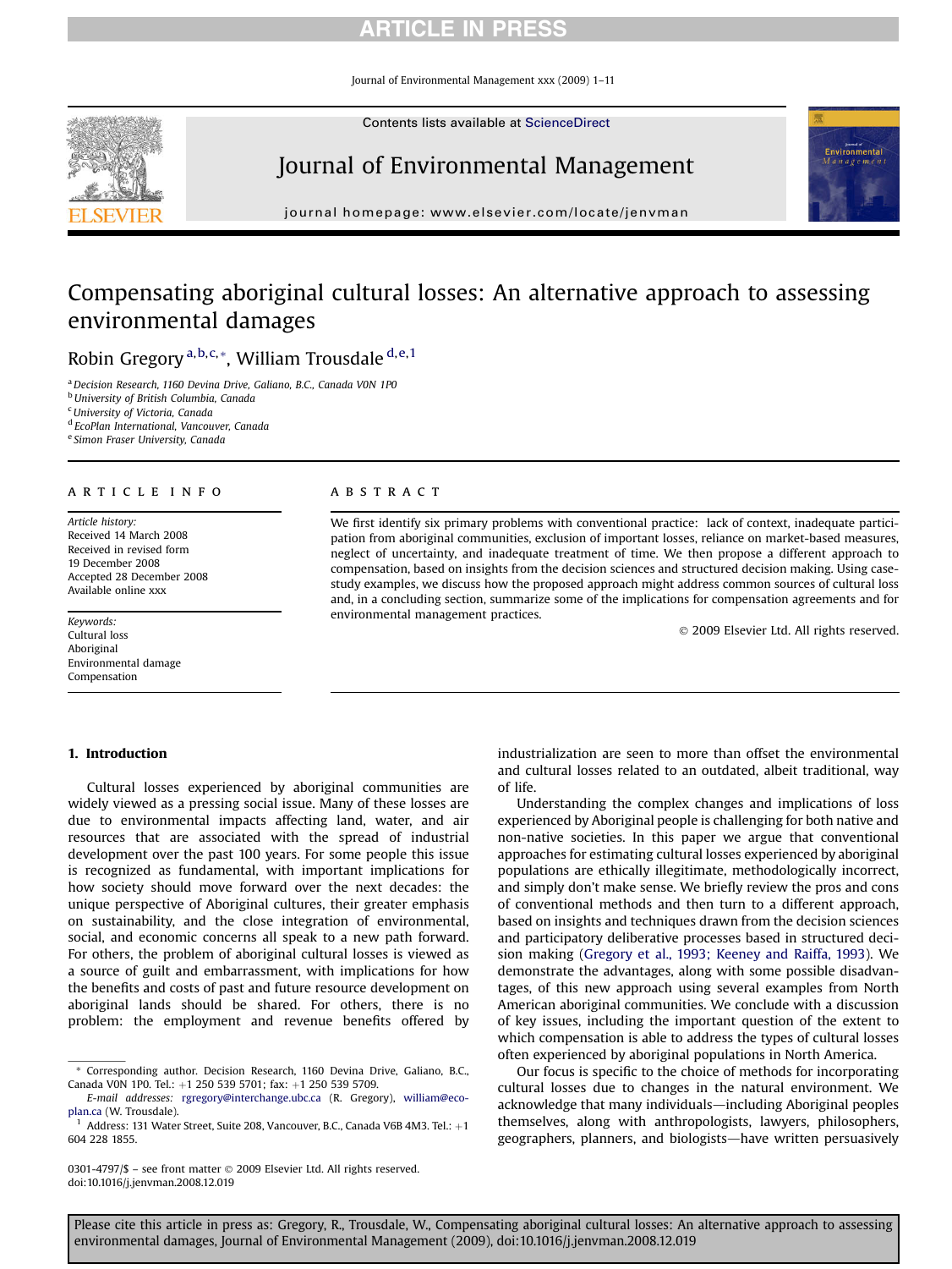# Compensating aboriginal cultural losses: An alternative approach to assessing environmental damages

Robin Gregory [a,b,c,*], William Trousdale [d,e,1]

[a] Decision Research, 1160 Devina Drive, Galiano, B.C., Canada V0N 1P0
[b] University of British Columbia, Canada
[c] University of Victoria, Canada
[d] EcoPlan International, Vancouver, Canada
[e] Simon Fraser University, Canada

## ARTICLE INFO

*Article history:*
Received 14 March 2008
Received in revised form 19 December 2008
Accepted 28 December 2008
Available online xxx

*Keywords:*
Cultural loss
Aboriginal
Environmental damage
Compensation

## ABSTRACT

We first identify six primary problems with conventional practice: lack of context, inadequate participation from aboriginal communities, exclusion of important losses, reliance on market-based measures, neglect of uncertainty, and inadequate treatment of time. We then propose a different approach to compensation, based on insights from the decision sciences and structured decision making. Using case-study examples, we discuss how the proposed approach might address common sources of cultural loss and, in a concluding section, summarize some of the implications for compensation agreements and for environmental management practices.

© 2009 Elsevier Ltd. All rights reserved.

## 1. Introduction

Cultural losses experienced by aboriginal communities are widely viewed as a pressing social issue. Many of these losses are due to environmental impacts affecting land, water, and air resources that are associated with the spread of industrial development over the past 100 years. For some people this issue is recognized as fundamental, with important implications for how society should move forward over the next decades: the unique perspective of Aboriginal cultures, their greater emphasis on sustainability, and the close integration of environmental, social, and economic concerns all speak to a new path forward. For others, the problem of aboriginal cultural losses is viewed as a source of guilt and embarrassment, with implications for how the benefits and costs of past and future resource development on aboriginal lands should be shared. For others, there is no problem: the employment and revenue benefits offered by industrialization are seen to more than offset the environmental and cultural losses related to an outdated, albeit traditional, way of life.

Understanding the complex changes and implications of loss experienced by Aboriginal people is challenging for both native and non-native societies. In this paper we argue that conventional approaches for estimating cultural losses experienced by aboriginal populations are ethically illegitimate, methodologically incorrect, and simply don't make sense. We briefly review the pros and cons of conventional methods and then turn to a different approach, based on insights and techniques drawn from the decision sciences and participatory deliberative processes based in structured decision making (Gregory et al., 1993; Keeney and Raiffa, 1993). We demonstrate the advantages, along with some possible disadvantages, of this new approach using several examples from North American aboriginal communities. We conclude with a discussion of key issues, including the important question of the extent to which compensation is able to address the types of cultural losses often experienced by aboriginal populations in North America.

Our focus is specific to the choice of methods for incorporating cultural losses due to changes in the natural environment. We acknowledge that many individuals—including Aboriginal peoples themselves, along with anthropologists, lawyers, philosophers, geographers, planners, and biologists—have written persuasively

---

* Corresponding author. Decision Research, 1160 Devina Drive, Galiano, B.C., Canada V0N 1P0. Tel.: +1 250 539 5701; fax: +1 250 539 5709.

*E-mail addresses:* rgregory@interchange.ubc.ca (R. Gregory), william@eco-plan.ca (W. Trousdale).

[1] Address: 131 Water Street, Suite 208, Vancouver, B.C., Canada V6B 4M3. Tel.: +1 604 228 1855.

0301-4797/$ – see front matter © 2009 Elsevier Ltd. All rights reserved.
doi:10.1016/j.jenvman.2008.12.019

Please cite this article in press as: Gregory, R., Trousdale, W., Compensating aboriginal cultural losses: An alternative approach to assessing environmental damages, Journal of Environmental Management (2009), doi:10.1016/j.jenvman.2008.12.019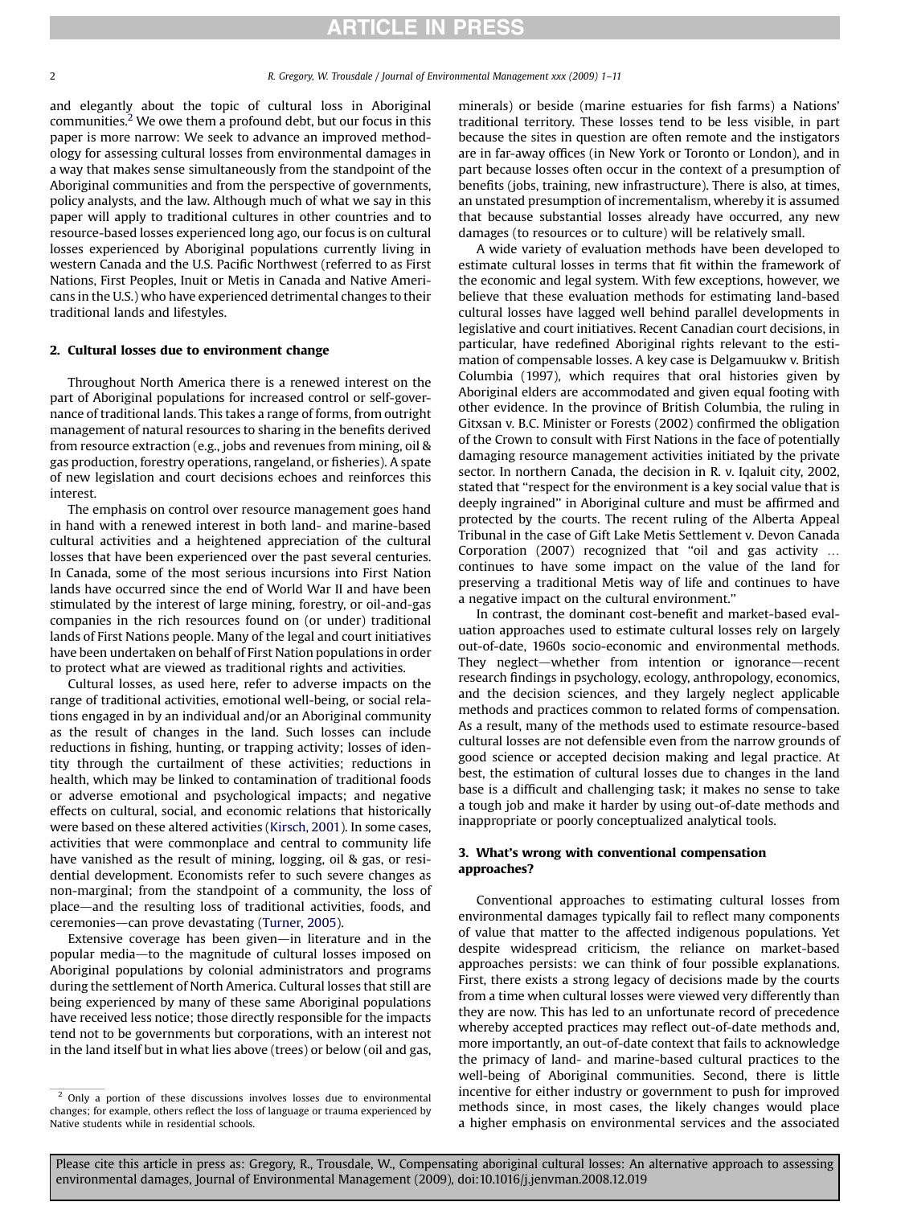and elegantly about the topic of cultural loss in Aboriginal communities.[2] We owe them a profound debt, but our focus in this paper is more narrow: We seek to advance an improved methodology for assessing cultural losses from environmental damages in a way that makes sense simultaneously from the standpoint of the Aboriginal communities and from the perspective of governments, policy analysts, and the law. Although much of what we say in this paper will apply to traditional cultures in other countries and to resource-based losses experienced long ago, our focus is on cultural losses experienced by Aboriginal populations currently living in western Canada and the U.S. Pacific Northwest (referred to as First Nations, First Peoples, Inuit or Metis in Canada and Native Americans in the U.S.) who have experienced detrimental changes to their traditional lands and lifestyles.

## 2. Cultural losses due to environment change

Throughout North America there is a renewed interest on the part of Aboriginal populations for increased control or self-governance of traditional lands. This takes a range of forms, from outright management of natural resources to sharing in the benefits derived from resource extraction (e.g., jobs and revenues from mining, oil & gas production, forestry operations, rangeland, or fisheries). A spate of new legislation and court decisions echoes and reinforces this interest.

The emphasis on control over resource management goes hand in hand with a renewed interest in both land- and marine-based cultural activities and a heightened appreciation of the cultural losses that have been experienced over the past several centuries. In Canada, some of the most serious incursions into First Nation lands have occurred since the end of World War II and have been stimulated by the interest of large mining, forestry, or oil-and-gas companies in the rich resources found on (or under) traditional lands of First Nations people. Many of the legal and court initiatives have been undertaken on behalf of First Nation populations in order to protect what are viewed as traditional rights and activities.

Cultural losses, as used here, refer to adverse impacts on the range of traditional activities, emotional well-being, or social relations engaged in by an individual and/or an Aboriginal community as the result of changes in the land. Such losses can include reductions in fishing, hunting, or trapping activity; losses of identity through the curtailment of these activities; reductions in health, which may be linked to contamination of traditional foods or adverse emotional and psychological impacts; and negative effects on cultural, social, and economic relations that historically were based on these altered activities (Kirsch, 2001). In some cases, activities that were commonplace and central to community life have vanished as the result of mining, logging, oil & gas, or residential development. Economists refer to such severe changes as non-marginal; from the standpoint of a community, the loss of place—and the resulting loss of traditional activities, foods, and ceremonies—can prove devastating (Turner, 2005).

Extensive coverage has been given—in literature and in the popular media—to the magnitude of cultural losses imposed on Aboriginal populations by colonial administrators and programs during the settlement of North America. Cultural losses that still are being experienced by many of these same Aboriginal populations have received less notice; those directly responsible for the impacts tend not to be governments but corporations, with an interest not in the land itself but in what lies above (trees) or below (oil and gas, minerals) or beside (marine estuaries for fish farms) a Nations' traditional territory. These losses tend to be less visible, in part because the sites in question are often remote and the instigators are in far-away offices (in New York or Toronto or London), and in part because losses often occur in the context of a presumption of benefits (jobs, training, new infrastructure). There is also, at times, an unstated presumption of incrementalism, whereby it is assumed that because substantial losses already have occurred, any new damages (to resources or to culture) will be relatively small.

A wide variety of evaluation methods have been developed to estimate cultural losses in terms that fit within the framework of the economic and legal system. With few exceptions, however, we believe that these evaluation methods for estimating land-based cultural losses have lagged well behind parallel developments in legislative and court initiatives. Recent Canadian court decisions, in particular, have redefined Aboriginal rights relevant to the estimation of compensable losses. A key case is Delgamuukw v. British Columbia (1997), which requires that oral histories given by Aboriginal elders are accommodated and given equal footing with other evidence. In the province of British Columbia, the ruling in Gitxsan v. B.C. Minister or Forests (2002) confirmed the obligation of the Crown to consult with First Nations in the face of potentially damaging resource management activities initiated by the private sector. In northern Canada, the decision in R. v. Iqaluit city, 2002, stated that "respect for the environment is a key social value that is deeply ingrained" in Aboriginal culture and must be affirmed and protected by the courts. The recent ruling of the Alberta Appeal Tribunal in the case of Gift Lake Metis Settlement v. Devon Canada Corporation (2007) recognized that "oil and gas activity … continues to have some impact on the value of the land for preserving a traditional Metis way of life and continues to have a negative impact on the cultural environment."

In contrast, the dominant cost-benefit and market-based evaluation approaches used to estimate cultural losses rely on largely out-of-date, 1960s socio-economic and environmental methods. They neglect—whether from intention or ignorance—recent research findings in psychology, ecology, anthropology, economics, and the decision sciences, and they largely neglect applicable methods and practices common to related forms of compensation. As a result, many of the methods used to estimate resource-based cultural losses are not defensible even from the narrow grounds of good science or accepted decision making and legal practice. At best, the estimation of cultural losses due to changes in the land base is a difficult and challenging task; it makes no sense to take a tough job and make it harder by using out-of-date methods and inappropriate or poorly conceptualized analytical tools.

## 3. What's wrong with conventional compensation approaches?

Conventional approaches to estimating cultural losses from environmental damages typically fail to reflect many components of value that matter to the affected indigenous populations. Yet despite widespread criticism, the reliance on market-based approaches persists: we can think of four possible explanations. First, there exists a strong legacy of decisions made by the courts from a time when cultural losses were viewed very differently than they are now. This has led to an unfortunate record of precedence whereby accepted practices may reflect out-of-date methods and, more importantly, an out-of-date context that fails to acknowledge the primacy of land- and marine-based cultural practices to the well-being of Aboriginal communities. Second, there is little incentive for either industry or government to push for improved methods since, in most cases, the likely changes would place a higher emphasis on environmental services and the associated

[2] Only a portion of these discussions involves losses due to environmental changes; for example, others reflect the loss of language or trauma experienced by Native students while in residential schools.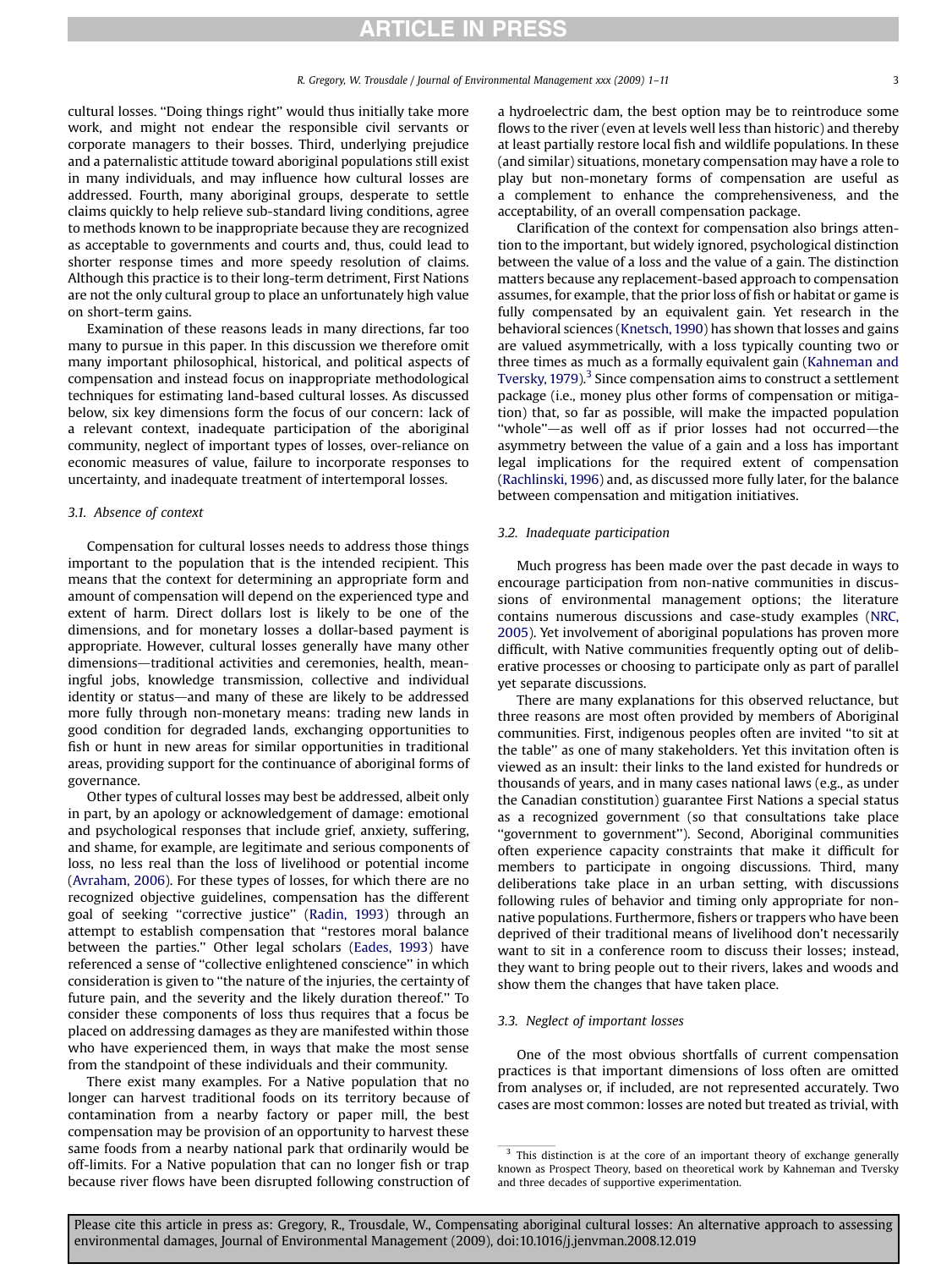cultural losses. "Doing things right" would thus initially take more work, and might not endear the responsible civil servants or corporate managers to their bosses. Third, underlying prejudice and a paternalistic attitude toward aboriginal populations still exist in many individuals, and may influence how cultural losses are addressed. Fourth, many aboriginal groups, desperate to settle claims quickly to help relieve sub-standard living conditions, agree to methods known to be inappropriate because they are recognized as acceptable to governments and courts and, thus, could lead to shorter response times and more speedy resolution of claims. Although this practice is to their long-term detriment, First Nations are not the only cultural group to place an unfortunately high value on short-term gains.

Examination of these reasons leads in many directions, far too many to pursue in this paper. In this discussion we therefore omit many important philosophical, historical, and political aspects of compensation and instead focus on inappropriate methodological techniques for estimating land-based cultural losses. As discussed below, six key dimensions form the focus of our concern: lack of a relevant context, inadequate participation of the aboriginal community, neglect of important types of losses, over-reliance on economic measures of value, failure to incorporate responses to uncertainty, and inadequate treatment of intertemporal losses.

### 3.1. Absence of context

Compensation for cultural losses needs to address those things important to the population that is the intended recipient. This means that the context for determining an appropriate form and amount of compensation will depend on the experienced type and extent of harm. Direct dollars lost is likely to be one of the dimensions, and for monetary losses a dollar-based payment is appropriate. However, cultural losses generally have many other dimensions—traditional activities and ceremonies, health, meaningful jobs, knowledge transmission, collective and individual identity or status—and many of these are likely to be addressed more fully through non-monetary means: trading new lands in good condition for degraded lands, exchanging opportunities to fish or hunt in new areas for similar opportunities in traditional areas, providing support for the continuance of aboriginal forms of governance.

Other types of cultural losses may best be addressed, albeit only in part, by an apology or acknowledgement of damage: emotional and psychological responses that include grief, anxiety, suffering, and shame, for example, are legitimate and serious components of loss, no less real than the loss of livelihood or potential income (Avraham, 2006). For these types of losses, for which there are no recognized objective guidelines, compensation has the different goal of seeking "corrective justice" (Radin, 1993) through an attempt to establish compensation that "restores moral balance between the parties." Other legal scholars (Eades, 1993) have referenced a sense of "collective enlightened conscience" in which consideration is given to "the nature of the injuries, the certainty of future pain, and the severity and the likely duration thereof." To consider these components of loss thus requires that a focus be placed on addressing damages as they are manifested within those who have experienced them, in ways that make the most sense from the standpoint of these individuals and their community.

There exist many examples. For a Native population that no longer can harvest traditional foods on its territory because of contamination from a nearby factory or paper mill, the best compensation may be provision of an opportunity to harvest these same foods from a nearby national park that ordinarily would be off-limits. For a Native population that can no longer fish or trap because river flows have been disrupted following construction of a hydroelectric dam, the best option may be to reintroduce some flows to the river (even at levels well less than historic) and thereby at least partially restore local fish and wildlife populations. In these (and similar) situations, monetary compensation may have a role to play but non-monetary forms of compensation are useful as a complement to enhance the comprehensiveness, and the acceptability, of an overall compensation package.

Clarification of the context for compensation also brings attention to the important, but widely ignored, psychological distinction between the value of a loss and the value of a gain. The distinction matters because any replacement-based approach to compensation assumes, for example, that the prior loss of fish or habitat or game is fully compensated by an equivalent gain. Yet research in the behavioral sciences (Knetsch, 1990) has shown that losses and gains are valued asymmetrically, with a loss typically counting two or three times as much as a formally equivalent gain (Kahneman and Tversky, 1979).[3] Since compensation aims to construct a settlement package (i.e., money plus other forms of compensation or mitigation) that, so far as possible, will make the impacted population "whole"—as well off as if prior losses had not occurred—the asymmetry between the value of a gain and a loss has important legal implications for the required extent of compensation (Rachlinski, 1996) and, as discussed more fully later, for the balance between compensation and mitigation initiatives.

### 3.2. Inadequate participation

Much progress has been made over the past decade in ways to encourage participation from non-native communities in discussions of environmental management options; the literature contains numerous discussions and case-study examples (NRC, 2005). Yet involvement of aboriginal populations has proven more difficult, with Native communities frequently opting out of deliberative processes or choosing to participate only as part of parallel yet separate discussions.

There are many explanations for this observed reluctance, but three reasons are most often provided by members of Aboriginal communities. First, indigenous peoples often are invited "to sit at the table" as one of many stakeholders. Yet this invitation often is viewed as an insult: their links to the land existed for hundreds or thousands of years, and in many cases national laws (e.g., as under the Canadian constitution) guarantee First Nations a special status as a recognized government (so that consultations take place "government to government"). Second, Aboriginal communities often experience capacity constraints that make it difficult for members to participate in ongoing discussions. Third, many deliberations take place in an urban setting, with discussions following rules of behavior and timing only appropriate for non-native populations. Furthermore, fishers or trappers who have been deprived of their traditional means of livelihood don't necessarily want to sit in a conference room to discuss their losses; instead, they want to bring people out to their rivers, lakes and woods and show them the changes that have taken place.

### 3.3. Neglect of important losses

One of the most obvious shortfalls of current compensation practices is that important dimensions of loss often are omitted from analyses or, if included, are not represented accurately. Two cases are most common: losses are noted but treated as trivial, with

[3] This distinction is at the core of an important theory of exchange generally known as Prospect Theory, based on theoretical work by Kahneman and Tversky and three decades of supportive experimentation.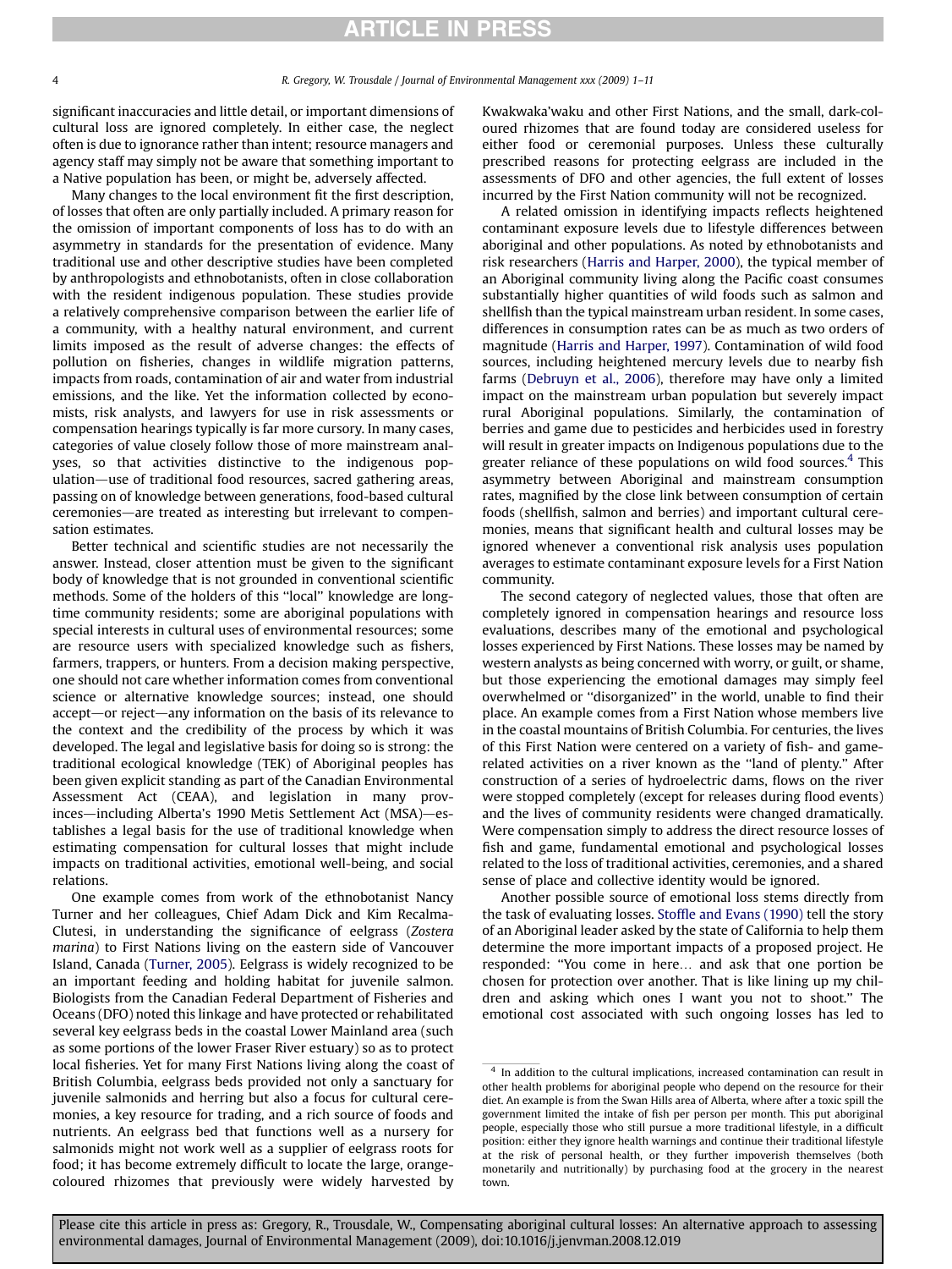significant inaccuracies and little detail, or important dimensions of cultural loss are ignored completely. In either case, the neglect often is due to ignorance rather than intent; resource managers and agency staff may simply not be aware that something important to a Native population has been, or might be, adversely affected.

Many changes to the local environment fit the first description, of losses that often are only partially included. A primary reason for the omission of important components of loss has to do with an asymmetry in standards for the presentation of evidence. Many traditional use and other descriptive studies have been completed by anthropologists and ethnobotanists, often in close collaboration with the resident indigenous population. These studies provide a relatively comprehensive comparison between the earlier life of a community, with a healthy natural environment, and current limits imposed as the result of adverse changes: the effects of pollution on fisheries, changes in wildlife migration patterns, impacts from roads, contamination of air and water from industrial emissions, and the like. Yet the information collected by economists, risk analysts, and lawyers for use in risk assessments or compensation hearings typically is far more cursory. In many cases, categories of value closely follow those of more mainstream analyses, so that activities distinctive to the indigenous population—use of traditional food resources, sacred gathering areas, passing on of knowledge between generations, food-based cultural ceremonies—are treated as interesting but irrelevant to compensation estimates.

Better technical and scientific studies are not necessarily the answer. Instead, closer attention must be given to the significant body of knowledge that is not grounded in conventional scientific methods. Some of the holders of this "local" knowledge are long-time community residents; some are aboriginal populations with special interests in cultural uses of environmental resources; some are resource users with specialized knowledge such as fishers, farmers, trappers, or hunters. From a decision making perspective, one should not care whether information comes from conventional science or alternative knowledge sources; instead, one should accept—or reject—any information on the basis of its relevance to the context and the credibility of the process by which it was developed. The legal and legislative basis for doing so is strong: the traditional ecological knowledge (TEK) of Aboriginal peoples has been given explicit standing as part of the Canadian Environmental Assessment Act (CEAA), and legislation in many provinces—including Alberta's 1990 Metis Settlement Act (MSA)—establishes a legal basis for the use of traditional knowledge when estimating compensation for cultural losses that might include impacts on traditional activities, emotional well-being, and social relations.

One example comes from work of the ethnobotanist Nancy Turner and her colleagues, Chief Adam Dick and Kim Recalma-Clutesi, in understanding the significance of eelgrass (*Zostera marina*) to First Nations living on the eastern side of Vancouver Island, Canada (Turner, 2005). Eelgrass is widely recognized to be an important feeding and holding habitat for juvenile salmon. Biologists from the Canadian Federal Department of Fisheries and Oceans (DFO) noted this linkage and have protected or rehabilitated several key eelgrass beds in the coastal Lower Mainland area (such as some portions of the lower Fraser River estuary) so as to protect local fisheries. Yet for many First Nations living along the coast of British Columbia, eelgrass beds provided not only a sanctuary for juvenile salmonids and herring but also a focus for cultural ceremonies, a key resource for trading, and a rich source of foods and nutrients. An eelgrass bed that functions well as a nursery for salmonids might not work well as a supplier of eelgrass roots for food; it has become extremely difficult to locate the large, orange-coloured rhizomes that previously were widely harvested by Kwakwaka'waku and other First Nations, and the small, dark-coloured rhizomes that are found today are considered useless for either food or ceremonial purposes. Unless these culturally prescribed reasons for protecting eelgrass are included in the assessments of DFO and other agencies, the full extent of losses incurred by the First Nation community will not be recognized.

A related omission in identifying impacts reflects heightened contaminant exposure levels due to lifestyle differences between aboriginal and other populations. As noted by ethnobotanists and risk researchers (Harris and Harper, 2000), the typical member of an Aboriginal community living along the Pacific coast consumes substantially higher quantities of wild foods such as salmon and shellfish than the typical mainstream urban resident. In some cases, differences in consumption rates can be as much as two orders of magnitude (Harris and Harper, 1997). Contamination of wild food sources, including heightened mercury levels due to nearby fish farms (Debruyn et al., 2006), therefore may have only a limited impact on the mainstream urban population but severely impact rural Aboriginal populations. Similarly, the contamination of berries and game due to pesticides and herbicides used in forestry will result in greater impacts on Indigenous populations due to the greater reliance of these populations on wild food sources.[4] This asymmetry between Aboriginal and mainstream consumption rates, magnified by the close link between consumption of certain foods (shellfish, salmon and berries) and important cultural ceremonies, means that significant health and cultural losses may be ignored whenever a conventional risk analysis uses population averages to estimate contaminant exposure levels for a First Nation community.

The second category of neglected values, those that often are completely ignored in compensation hearings and resource loss evaluations, describes many of the emotional and psychological losses experienced by First Nations. These losses may be named by western analysts as being concerned with worry, or guilt, or shame, but those experiencing the emotional damages may simply feel overwhelmed or "disorganized" in the world, unable to find their place. An example comes from a First Nation whose members live in the coastal mountains of British Columbia. For centuries, the lives of this First Nation were centered on a variety of fish- and game-related activities on a river known as the "land of plenty." After construction of a series of hydroelectric dams, flows on the river were stopped completely (except for releases during flood events) and the lives of community residents were changed dramatically. Were compensation simply to address the direct resource losses of fish and game, fundamental emotional and psychological losses related to the loss of traditional activities, ceremonies, and a shared sense of place and collective identity would be ignored.

Another possible source of emotional loss stems directly from the task of evaluating losses. Stoffle and Evans (1990) tell the story of an Aboriginal leader asked by the state of California to help them determine the more important impacts of a proposed project. He responded: "You come in here… and ask that one portion be chosen for protection over another. That is like lining up my children and asking which ones I want you not to shoot." The emotional cost associated with such ongoing losses has led to

[4] In addition to the cultural implications, increased contamination can result in other health problems for aboriginal people who depend on the resource for their diet. An example is from the Swan Hills area of Alberta, where after a toxic spill the government limited the intake of fish per person per month. This put aboriginal people, especially those who still pursue a more traditional lifestyle, in a difficult position: either they ignore health warnings and continue their traditional lifestyle at the risk of personal health, or they further impoverish themselves (both monetarily and nutritionally) by purchasing food at the grocery in the nearest town.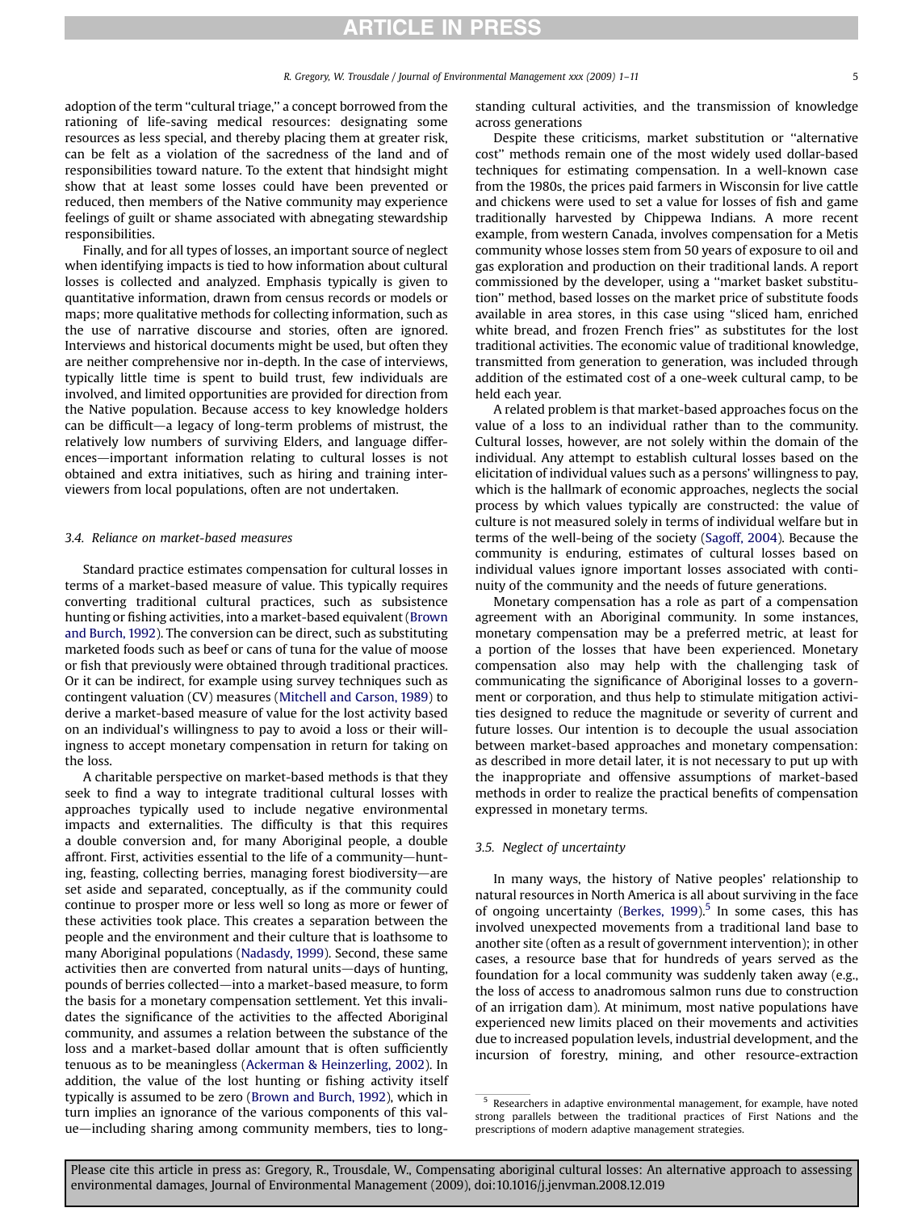adoption of the term ''cultural triage,'' a concept borrowed from the rationing of life-saving medical resources: designating some resources as less special, and thereby placing them at greater risk, can be felt as a violation of the sacredness of the land and of responsibilities toward nature. To the extent that hindsight might show that at least some losses could have been prevented or reduced, then members of the Native community may experience feelings of guilt or shame associated with abnegating stewardship responsibilities.

Finally, and for all types of losses, an important source of neglect when identifying impacts is tied to how information about cultural losses is collected and analyzed. Emphasis typically is given to quantitative information, drawn from census records or models or maps; more qualitative methods for collecting information, such as the use of narrative discourse and stories, often are ignored. Interviews and historical documents might be used, but often they are neither comprehensive nor in-depth. In the case of interviews, typically little time is spent to build trust, few individuals are involved, and limited opportunities are provided for direction from the Native population. Because access to key knowledge holders can be difficult—a legacy of long-term problems of mistrust, the relatively low numbers of surviving Elders, and language differences—important information relating to cultural losses is not obtained and extra initiatives, such as hiring and training interviewers from local populations, often are not undertaken.

### 3.4. Reliance on market-based measures

Standard practice estimates compensation for cultural losses in terms of a market-based measure of value. This typically requires converting traditional cultural practices, such as subsistence hunting or fishing activities, into a market-based equivalent (Brown and Burch, 1992). The conversion can be direct, such as substituting marketed foods such as beef or cans of tuna for the value of moose or fish that previously were obtained through traditional practices. Or it can be indirect, for example using survey techniques such as contingent valuation (CV) measures (Mitchell and Carson, 1989) to derive a market-based measure of value for the lost activity based on an individual's willingness to pay to avoid a loss or their willingness to accept monetary compensation in return for taking on the loss.

A charitable perspective on market-based methods is that they seek to find a way to integrate traditional cultural losses with approaches typically used to include negative environmental impacts and externalities. The difficulty is that this requires a double conversion and, for many Aboriginal people, a double affront. First, activities essential to the life of a community—hunting, feasting, collecting berries, managing forest biodiversity—are set aside and separated, conceptually, as if the community could continue to prosper more or less well so long as more or fewer of these activities took place. This creates a separation between the people and the environment and their culture that is loathsome to many Aboriginal populations (Nadasdy, 1999). Second, these same activities then are converted from natural units—days of hunting, pounds of berries collected—into a market-based measure, to form the basis for a monetary compensation settlement. Yet this invalidates the significance of the activities to the affected Aboriginal community, and assumes a relation between the substance of the loss and a market-based dollar amount that is often sufficiently tenuous as to be meaningless (Ackerman & Heinzerling, 2002). In addition, the value of the lost hunting or fishing activity itself typically is assumed to be zero (Brown and Burch, 1992), which in turn implies an ignorance of the various components of this value—including sharing among community members, ties to long-standing cultural activities, and the transmission of knowledge across generations

Despite these criticisms, market substitution or ''alternative cost'' methods remain one of the most widely used dollar-based techniques for estimating compensation. In a well-known case from the 1980s, the prices paid farmers in Wisconsin for live cattle and chickens were used to set a value for losses of fish and game traditionally harvested by Chippewa Indians. A more recent example, from western Canada, involves compensation for a Metis community whose losses stem from 50 years of exposure to oil and gas exploration and production on their traditional lands. A report commissioned by the developer, using a ''market basket substitution'' method, based losses on the market price of substitute foods available in area stores, in this case using ''sliced ham, enriched white bread, and frozen French fries'' as substitutes for the lost traditional activities. The economic value of traditional knowledge, transmitted from generation to generation, was included through addition of the estimated cost of a one-week cultural camp, to be held each year.

A related problem is that market-based approaches focus on the value of a loss to an individual rather than to the community. Cultural losses, however, are not solely within the domain of the individual. Any attempt to establish cultural losses based on the elicitation of individual values such as a persons' willingness to pay, which is the hallmark of economic approaches, neglects the social process by which values typically are constructed: the value of culture is not measured solely in terms of individual welfare but in terms of the well-being of the society (Sagoff, 2004). Because the community is enduring, estimates of cultural losses based on individual values ignore important losses associated with continuity of the community and the needs of future generations.

Monetary compensation has a role as part of a compensation agreement with an Aboriginal community. In some instances, monetary compensation may be a preferred metric, at least for a portion of the losses that have been experienced. Monetary compensation also may help with the challenging task of communicating the significance of Aboriginal losses to a government or corporation, and thus help to stimulate mitigation activities designed to reduce the magnitude or severity of current and future losses. Our intention is to decouple the usual association between market-based approaches and monetary compensation: as described in more detail later, it is not necessary to put up with the inappropriate and offensive assumptions of market-based methods in order to realize the practical benefits of compensation expressed in monetary terms.

### 3.5. Neglect of uncertainty

In many ways, the history of Native peoples' relationship to natural resources in North America is all about surviving in the face of ongoing uncertainty (Berkes, 1999).[5] In some cases, this has involved unexpected movements from a traditional land base to another site (often as a result of government intervention); in other cases, a resource base that for hundreds of years served as the foundation for a local community was suddenly taken away (e.g., the loss of access to anadromous salmon runs due to construction of an irrigation dam). At minimum, most native populations have experienced new limits placed on their movements and activities due to increased population levels, industrial development, and the incursion of forestry, mining, and other resource-extraction

[5] Researchers in adaptive environmental management, for example, have noted strong parallels between the traditional practices of First Nations and the prescriptions of modern adaptive management strategies.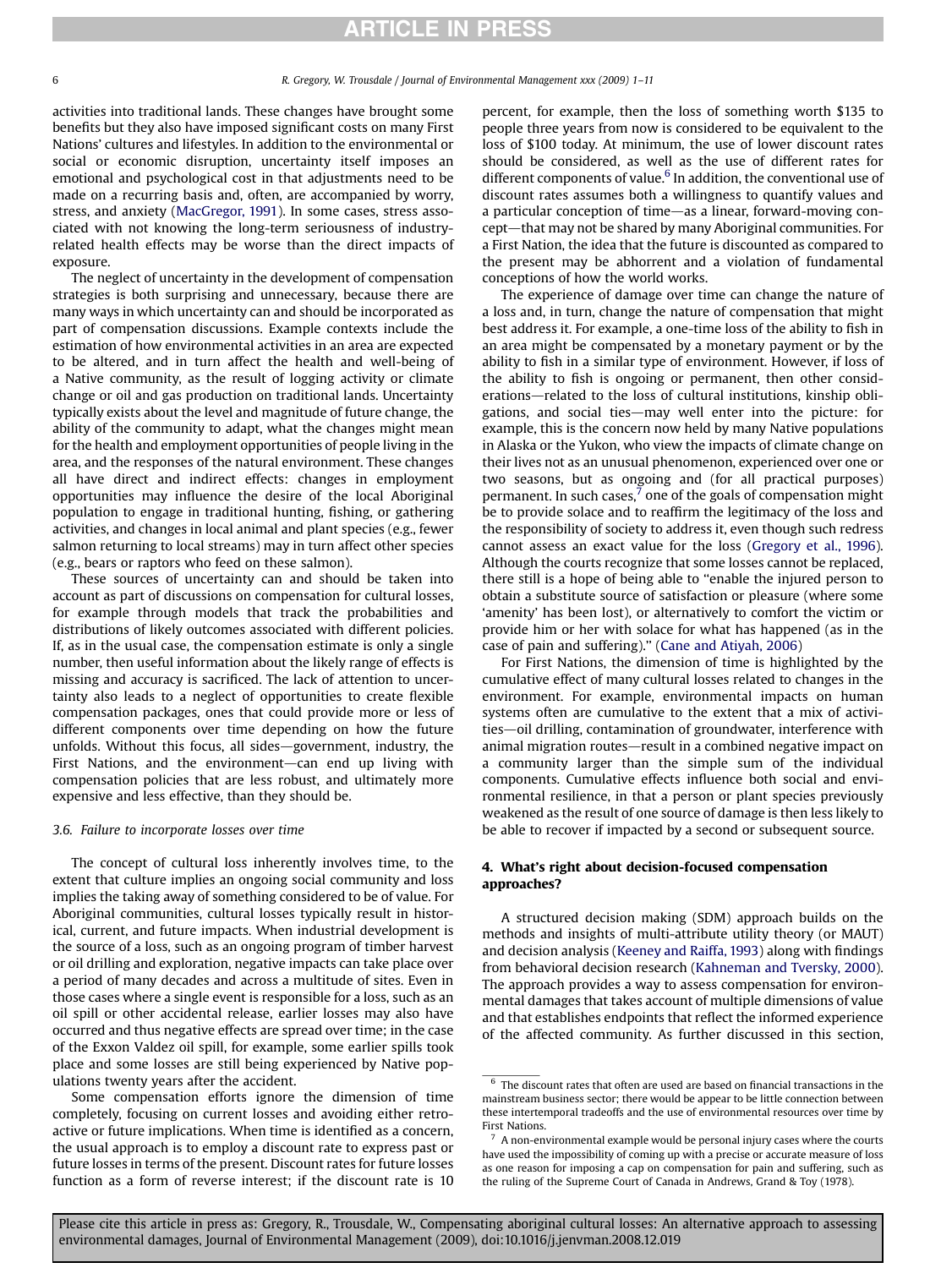activities into traditional lands. These changes have brought some benefits but they also have imposed significant costs on many First Nations' cultures and lifestyles. In addition to the environmental or social or economic disruption, uncertainty itself imposes an emotional and psychological cost in that adjustments need to be made on a recurring basis and, often, are accompanied by worry, stress, and anxiety (MacGregor, 1991). In some cases, stress associated with not knowing the long-term seriousness of industry-related health effects may be worse than the direct impacts of exposure.

The neglect of uncertainty in the development of compensation strategies is both surprising and unnecessary, because there are many ways in which uncertainty can and should be incorporated as part of compensation discussions. Example contexts include the estimation of how environmental activities in an area are expected to be altered, and in turn affect the health and well-being of a Native community, as the result of logging activity or climate change or oil and gas production on traditional lands. Uncertainty typically exists about the level and magnitude of future change, the ability of the community to adapt, what the changes might mean for the health and employment opportunities of people living in the area, and the responses of the natural environment. These changes all have direct and indirect effects: changes in employment opportunities may influence the desire of the local Aboriginal population to engage in traditional hunting, fishing, or gathering activities, and changes in local animal and plant species (e.g., fewer salmon returning to local streams) may in turn affect other species (e.g., bears or raptors who feed on these salmon).

These sources of uncertainty can and should be taken into account as part of discussions on compensation for cultural losses, for example through models that track the probabilities and distributions of likely outcomes associated with different policies. If, as in the usual case, the compensation estimate is only a single number, then useful information about the likely range of effects is missing and accuracy is sacrificed. The lack of attention to uncertainty also leads to a neglect of opportunities to create flexible compensation packages, ones that could provide more or less of different components over time depending on how the future unfolds. Without this focus, all sides—government, industry, the First Nations, and the environment—can end up living with compensation policies that are less robust, and ultimately more expensive and less effective, than they should be.

### 3.6. Failure to incorporate losses over time

The concept of cultural loss inherently involves time, to the extent that culture implies an ongoing social community and loss implies the taking away of something considered to be of value. For Aboriginal communities, cultural losses typically result in historical, current, and future impacts. When industrial development is the source of a loss, such as an ongoing program of timber harvest or oil drilling and exploration, negative impacts can take place over a period of many decades and across a multitude of sites. Even in those cases where a single event is responsible for a loss, such as an oil spill or other accidental release, earlier losses may also have occurred and thus negative effects are spread over time; in the case of the Exxon Valdez oil spill, for example, some earlier spills took place and some losses are still being experienced by Native populations twenty years after the accident.

Some compensation efforts ignore the dimension of time completely, focusing on current losses and avoiding either retroactive or future implications. When time is identified as a concern, the usual approach is to employ a discount rate to express past or future losses in terms of the present. Discount rates for future losses function as a form of reverse interest; if the discount rate is 10 percent, for example, then the loss of something worth $135 to people three years from now is considered to be equivalent to the loss of $100 today. At minimum, the use of lower discount rates should be considered, as well as the use of different rates for different components of value.[6] In addition, the conventional use of discount rates assumes both a willingness to quantify values and a particular conception of time—as a linear, forward-moving concept—that may not be shared by many Aboriginal communities. For a First Nation, the idea that the future is discounted as compared to the present may be abhorrent and a violation of fundamental conceptions of how the world works.

The experience of damage over time can change the nature of a loss and, in turn, change the nature of compensation that might best address it. For example, a one-time loss of the ability to fish in an area might be compensated by a monetary payment or by the ability to fish in a similar type of environment. However, if loss of the ability to fish is ongoing or permanent, then other considerations—related to the loss of cultural institutions, kinship obligations, and social ties—may well enter into the picture: for example, this is the concern now held by many Native populations in Alaska or the Yukon, who view the impacts of climate change on their lives not as an unusual phenomenon, experienced over one or two seasons, but as ongoing and (for all practical purposes) permanent. In such cases,[7] one of the goals of compensation might be to provide solace and to reaffirm the legitimacy of the loss and the responsibility of society to address it, even though such redress cannot assess an exact value for the loss (Gregory et al., 1996). Although the courts recognize that some losses cannot be replaced, there still is a hope of being able to "enable the injured person to obtain a substitute source of satisfaction or pleasure (where some 'amenity' has been lost), or alternatively to comfort the victim or provide him or her with solace for what has happened (as in the case of pain and suffering)." (Cane and Atiyah, 2006)

For First Nations, the dimension of time is highlighted by the cumulative effect of many cultural losses related to changes in the environment. For example, environmental impacts on human systems often are cumulative to the extent that a mix of activities—oil drilling, contamination of groundwater, interference with animal migration routes—result in a combined negative impact on a community larger than the simple sum of the individual components. Cumulative effects influence both social and environmental resilience, in that a person or plant species previously weakened as the result of one source of damage is then less likely to be able to recover if impacted by a second or subsequent source.

## 4. What's right about decision-focused compensation approaches?

A structured decision making (SDM) approach builds on the methods and insights of multi-attribute utility theory (or MAUT) and decision analysis (Keeney and Raiffa, 1993) along with findings from behavioral decision research (Kahneman and Tversky, 2000). The approach provides a way to assess compensation for environmental damages that takes account of multiple dimensions of value and that establishes endpoints that reflect the informed experience of the affected community. As further discussed in this section,

[6] The discount rates that often are used are based on financial transactions in the mainstream business sector; there would be appear to be little connection between these intertemporal tradeoffs and the use of environmental resources over time by First Nations.

[7] A non-environmental example would be personal injury cases where the courts have used the impossibility of coming up with a precise or accurate measure of loss as one reason for imposing a cap on compensation for pain and suffering, such as the ruling of the Supreme Court of Canada in Andrews, Grand & Toy (1978).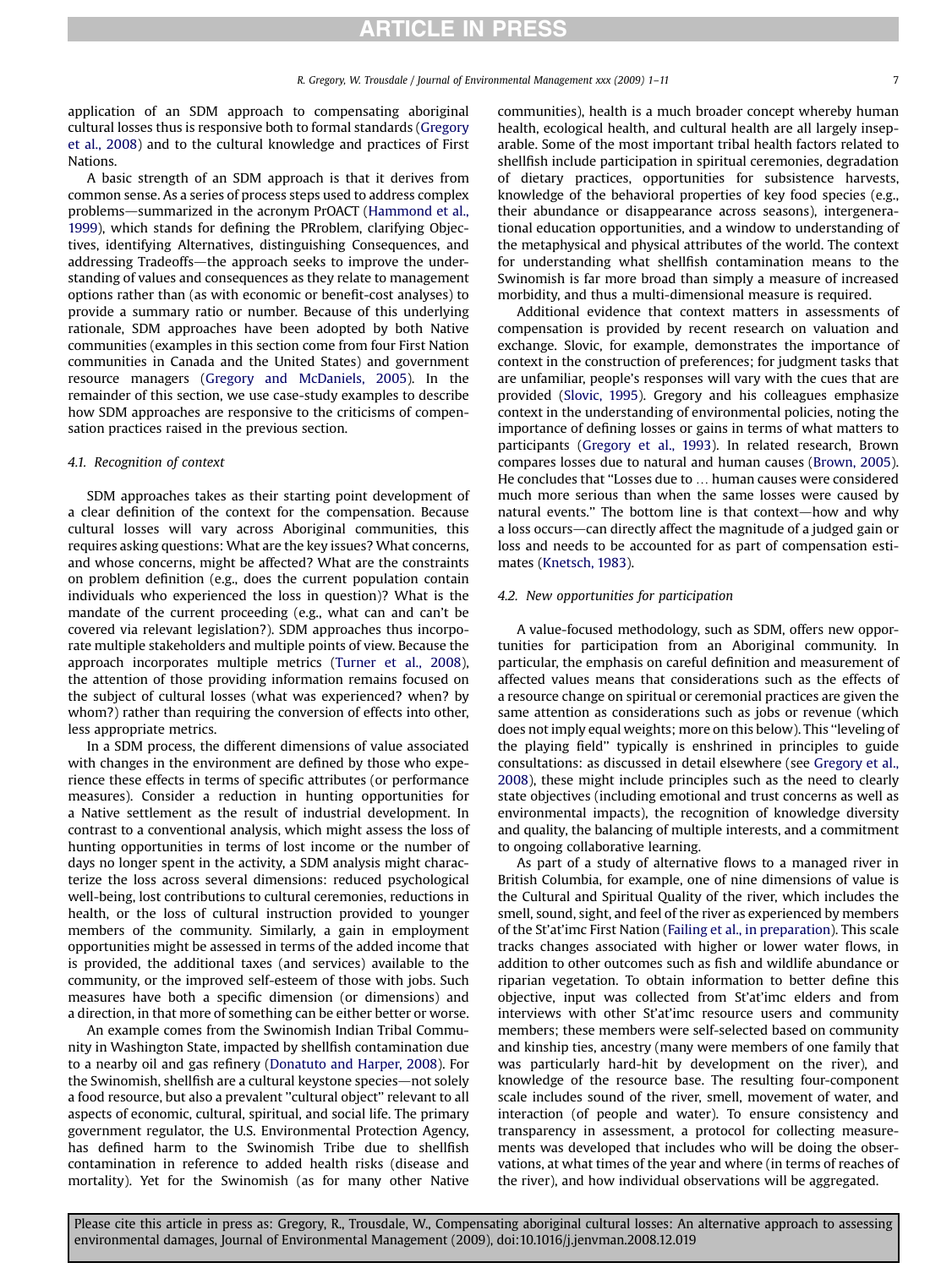application of an SDM approach to compensating aboriginal cultural losses thus is responsive both to formal standards (Gregory et al., 2008) and to the cultural knowledge and practices of First Nations.

A basic strength of an SDM approach is that it derives from common sense. As a series of process steps used to address complex problems—summarized in the acronym PrOACT (Hammond et al., 1999), which stands for defining the PRroblem, clarifying Objectives, identifying Alternatives, distinguishing Consequences, and addressing Tradeoffs—the approach seeks to improve the understanding of values and consequences as they relate to management options rather than (as with economic or benefit-cost analyses) to provide a summary ratio or number. Because of this underlying rationale, SDM approaches have been adopted by both Native communities (examples in this section come from four First Nation communities in Canada and the United States) and government resource managers (Gregory and McDaniels, 2005). In the remainder of this section, we use case-study examples to describe how SDM approaches are responsive to the criticisms of compensation practices raised in the previous section.

### 4.1. Recognition of context

SDM approaches takes as their starting point development of a clear definition of the context for the compensation. Because cultural losses will vary across Aboriginal communities, this requires asking questions: What are the key issues? What concerns, and whose concerns, might be affected? What are the constraints on problem definition (e.g., does the current population contain individuals who experienced the loss in question)? What is the mandate of the current proceeding (e.g., what can and can't be covered via relevant legislation?). SDM approaches thus incorporate multiple stakeholders and multiple points of view. Because the approach incorporates multiple metrics (Turner et al., 2008), the attention of those providing information remains focused on the subject of cultural losses (what was experienced? when? by whom?) rather than requiring the conversion of effects into other, less appropriate metrics.

In a SDM process, the different dimensions of value associated with changes in the environment are defined by those who experience these effects in terms of specific attributes (or performance measures). Consider a reduction in hunting opportunities for a Native settlement as the result of industrial development. In contrast to a conventional analysis, which might assess the loss of hunting opportunities in terms of lost income or the number of days no longer spent in the activity, a SDM analysis might characterize the loss across several dimensions: reduced psychological well-being, lost contributions to cultural ceremonies, reductions in health, or the loss of cultural instruction provided to younger members of the community. Similarly, a gain in employment opportunities might be assessed in terms of the added income that is provided, the additional taxes (and services) available to the community, or the improved self-esteem of those with jobs. Such measures have both a specific dimension (or dimensions) and a direction, in that more of something can be either better or worse.

An example comes from the Swinomish Indian Tribal Community in Washington State, impacted by shellfish contamination due to a nearby oil and gas refinery (Donatuto and Harper, 2008). For the Swinomish, shellfish are a cultural keystone species—not solely a food resource, but also a prevalent "cultural object" relevant to all aspects of economic, cultural, spiritual, and social life. The primary government regulator, the U.S. Environmental Protection Agency, has defined harm to the Swinomish Tribe due to shellfish contamination in reference to added health risks (disease and mortality). Yet for the Swinomish (as for many other Native communities), health is a much broader concept whereby human health, ecological health, and cultural health are all largely inseparable. Some of the most important tribal health factors related to shellfish include participation in spiritual ceremonies, degradation of dietary practices, opportunities for subsistence harvests, knowledge of the behavioral properties of key food species (e.g., their abundance or disappearance across seasons), intergenerational education opportunities, and a window to understanding of the metaphysical and physical attributes of the world. The context for understanding what shellfish contamination means to the Swinomish is far more broad than simply a measure of increased morbidity, and thus a multi-dimensional measure is required.

Additional evidence that context matters in assessments of compensation is provided by recent research on valuation and exchange. Slovic, for example, demonstrates the importance of context in the construction of preferences; for judgment tasks that are unfamiliar, people's responses will vary with the cues that are provided (Slovic, 1995). Gregory and his colleagues emphasize context in the understanding of environmental policies, noting the importance of defining losses or gains in terms of what matters to participants (Gregory et al., 1993). In related research, Brown compares losses due to natural and human causes (Brown, 2005). He concludes that "Losses due to … human causes were considered much more serious than when the same losses were caused by natural events." The bottom line is that context—how and why a loss occurs—can directly affect the magnitude of a judged gain or loss and needs to be accounted for as part of compensation estimates (Knetsch, 1983).

### 4.2. New opportunities for participation

A value-focused methodology, such as SDM, offers new opportunities for participation from an Aboriginal community. In particular, the emphasis on careful definition and measurement of affected values means that considerations such as the effects of a resource change on spiritual or ceremonial practices are given the same attention as considerations such as jobs or revenue (which does not imply equal weights; more on this below). This "leveling of the playing field" typically is enshrined in principles to guide consultations: as discussed in detail elsewhere (see Gregory et al., 2008), these might include principles such as the need to clearly state objectives (including emotional and trust concerns as well as environmental impacts), the recognition of knowledge diversity and quality, the balancing of multiple interests, and a commitment to ongoing collaborative learning.

As part of a study of alternative flows to a managed river in British Columbia, for example, one of nine dimensions of value is the Cultural and Spiritual Quality of the river, which includes the smell, sound, sight, and feel of the river as experienced by members of the St'at'imc First Nation (Failing et al., in preparation). This scale tracks changes associated with higher or lower water flows, in addition to other outcomes such as fish and wildlife abundance or riparian vegetation. To obtain information to better define this objective, input was collected from St'at'imc elders and from interviews with other St'at'imc resource users and community members; these members were self-selected based on community and kinship ties, ancestry (many were members of one family that was particularly hard-hit by development on the river), and knowledge of the resource base. The resulting four-component scale includes sound of the river, smell, movement of water, and interaction (of people and water). To ensure consistency and transparency in assessment, a protocol for collecting measurements was developed that includes who will be doing the observations, at what times of the year and where (in terms of reaches of the river), and how individual observations will be aggregated.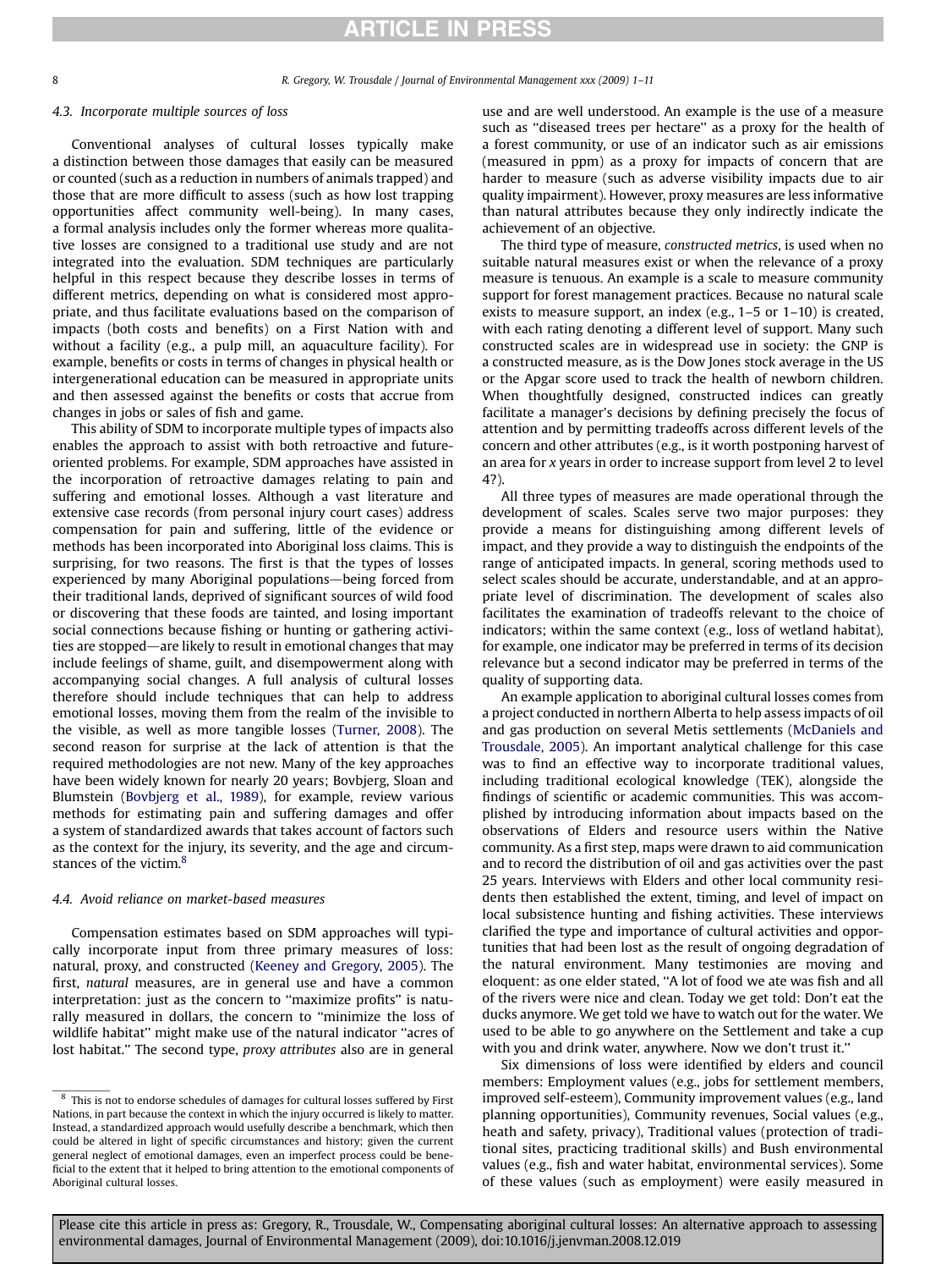### 4.3. Incorporate multiple sources of loss

Conventional analyses of cultural losses typically make a distinction between those damages that easily can be measured or counted (such as a reduction in numbers of animals trapped) and those that are more difficult to assess (such as how lost trapping opportunities affect community well-being). In many cases, a formal analysis includes only the former whereas more qualitative losses are consigned to a traditional use study and are not integrated into the evaluation. SDM techniques are particularly helpful in this respect because they describe losses in terms of different metrics, depending on what is considered most appropriate, and thus facilitate evaluations based on the comparison of impacts (both costs and benefits) on a First Nation with and without a facility (e.g., a pulp mill, an aquaculture facility). For example, benefits or costs in terms of changes in physical health or intergenerational education can be measured in appropriate units and then assessed against the benefits or costs that accrue from changes in jobs or sales of fish and game.

This ability of SDM to incorporate multiple types of impacts also enables the approach to assist with both retroactive and future-oriented problems. For example, SDM approaches have assisted in the incorporation of retroactive damages relating to pain and suffering and emotional losses. Although a vast literature and extensive case records (from personal injury court cases) address compensation for pain and suffering, little of the evidence or methods has been incorporated into Aboriginal loss claims. This is surprising, for two reasons. The first is that the types of losses experienced by many Aboriginal populations—being forced from their traditional lands, deprived of significant sources of wild food or discovering that these foods are tainted, and losing important social connections because fishing or hunting or gathering activities are stopped—are likely to result in emotional changes that may include feelings of shame, guilt, and disempowerment along with accompanying social changes. A full analysis of cultural losses therefore should include techniques that can help to address emotional losses, moving them from the realm of the invisible to the visible, as well as more tangible losses (Turner, 2008). The second reason for surprise at the lack of attention is that the required methodologies are not new. Many of the key approaches have been widely known for nearly 20 years; Bovbjerg, Sloan and Blumstein (Bovbjerg et al., 1989), for example, review various methods for estimating pain and suffering damages and offer a system of standardized awards that takes account of factors such as the context for the injury, its severity, and the age and circumstances of the victim.[8]

### 4.4. Avoid reliance on market-based measures

Compensation estimates based on SDM approaches will typically incorporate input from three primary measures of loss: natural, proxy, and constructed (Keeney and Gregory, 2005). The first, *natural* measures, are in general use and have a common interpretation: just as the concern to "maximize profits" is naturally measured in dollars, the concern to "minimize the loss of wildlife habitat" might make use of the natural indicator "acres of lost habitat." The second type, *proxy attributes* also are in general use and are well understood. An example is the use of a measure such as "diseased trees per hectare" as a proxy for the health of a forest community, or use of an indicator such as air emissions (measured in ppm) as a proxy for impacts of concern that are harder to measure (such as adverse visibility impacts due to air quality impairment). However, proxy measures are less informative than natural attributes because they only indirectly indicate the achievement of an objective.

The third type of measure, *constructed metrics*, is used when no suitable natural measures exist or when the relevance of a proxy measure is tenuous. An example is a scale to measure community support for forest management practices. Because no natural scale exists to measure support, an index (e.g., 1–5 or 1–10) is created, with each rating denoting a different level of support. Many such constructed scales are in widespread use in society: the GNP is a constructed measure, as is the Dow Jones stock average in the US or the Apgar score used to track the health of newborn children. When thoughtfully designed, constructed indices can greatly facilitate a manager's decisions by defining precisely the focus of attention and by permitting tradeoffs across different levels of the concern and other attributes (e.g., is it worth postponing harvest of an area for *x* years in order to increase support from level 2 to level 4?).

All three types of measures are made operational through the development of scales. Scales serve two major purposes: they provide a means for distinguishing among different levels of impact, and they provide a way to distinguish the endpoints of the range of anticipated impacts. In general, scoring methods used to select scales should be accurate, understandable, and at an appropriate level of discrimination. The development of scales also facilitates the examination of tradeoffs relevant to the choice of indicators; within the same context (e.g., loss of wetland habitat), for example, one indicator may be preferred in terms of its decision relevance but a second indicator may be preferred in terms of the quality of supporting data.

An example application to aboriginal cultural losses comes from a project conducted in northern Alberta to help assess impacts of oil and gas production on several Metis settlements (McDaniels and Trousdale, 2005). An important analytical challenge for this case was to find an effective way to incorporate traditional values, including traditional ecological knowledge (TEK), alongside the findings of scientific or academic communities. This was accomplished by introducing information about impacts based on the observations of Elders and resource users within the Native community. As a first step, maps were drawn to aid communication and to record the distribution of oil and gas activities over the past 25 years. Interviews with Elders and other local community residents then established the extent, timing, and level of impact on local subsistence hunting and fishing activities. These interviews clarified the type and importance of cultural activities and opportunities that had been lost as the result of ongoing degradation of the natural environment. Many testimonies are moving and eloquent: as one elder stated, "A lot of food we ate was fish and all of the rivers were nice and clean. Today we get told: Don't eat the ducks anymore. We get told we have to watch out for the water. We used to be able to go anywhere on the Settlement and take a cup with you and drink water, anywhere. Now we don't trust it."

Six dimensions of loss were identified by elders and council members: Employment values (e.g., jobs for settlement members, improved self-esteem), Community improvement values (e.g., land planning opportunities), Community revenues, Social values (e.g., heath and safety, privacy), Traditional values (protection of traditional sites, practicing traditional skills) and Bush environmental values (e.g., fish and water habitat, environmental services). Some of these values (such as employment) were easily measured in

---

[8] This is not to endorse schedules of damages for cultural losses suffered by First Nations, in part because the context in which the injury occurred is likely to matter. Instead, a standardized approach would usefully describe a benchmark, which then could be altered in light of specific circumstances and history; given the current general neglect of emotional damages, even an imperfect process could be beneficial to the extent that it helped to bring attention to the emotional components of Aboriginal cultural losses.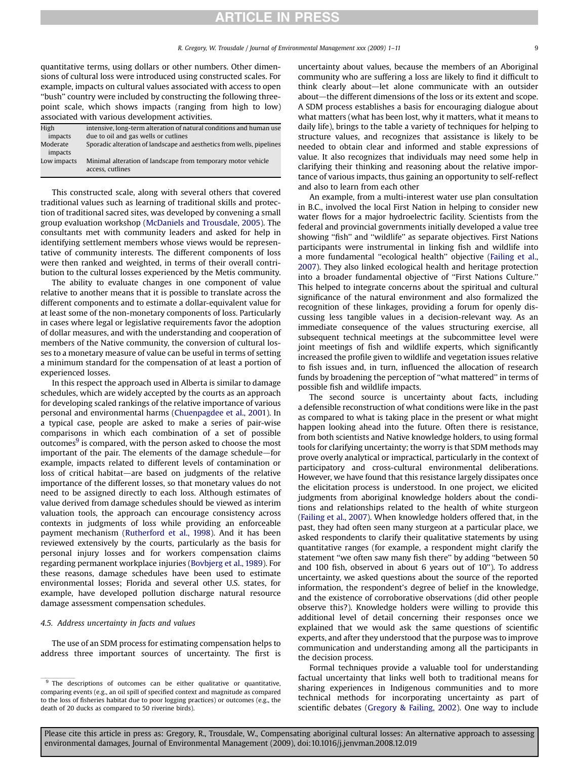quantitative terms, using dollars or other numbers. Other dimensions of cultural loss were introduced using constructed scales. For example, impacts on cultural values associated with access to open "bush" country were included by constructing the following three-point scale, which shows impacts (ranging from high to low) associated with various development activities.

| | |
|---|---|
| High impacts | intensive, long-term alteration of natural conditions and human use due to oil and gas wells or cutlines |
| Moderate impacts | Sporadic alteration of landscape and aesthetics from wells, pipelines |
| Low impacts | Minimal alteration of landscape from temporary motor vehicle access, cutlines |

This constructed scale, along with several others that covered traditional values such as learning of traditional skills and protection of traditional sacred sites, was developed by convening a small group evaluation workshop (McDaniels and Trousdale, 2005). The consultants met with community leaders and asked for help in identifying settlement members whose views would be representative of community interests. The different components of loss were then ranked and weighted, in terms of their overall contribution to the cultural losses experienced by the Metis community.

The ability to evaluate changes in one component of value relative to another means that it is possible to translate across the different components and to estimate a dollar-equivalent value for at least some of the non-monetary components of loss. Particularly in cases where legal or legislative requirements favor the adoption of dollar measures, and with the understanding and cooperation of members of the Native community, the conversion of cultural losses to a monetary measure of value can be useful in terms of setting a minimum standard for the compensation of at least a portion of experienced losses.

In this respect the approach used in Alberta is similar to damage schedules, which are widely accepted by the courts as an approach for developing scaled rankings of the relative importance of various personal and environmental harms (Chuenpagdee et al., 2001). In a typical case, people are asked to make a series of pair-wise comparisons in which each combination of a set of possible outcomes[9] is compared, with the person asked to choose the most important of the pair. The elements of the damage schedule—for example, impacts related to different levels of contamination or loss of critical habitat—are based on judgments of the relative importance of the different losses, so that monetary values do not need to be assigned directly to each loss. Although estimates of value derived from damage schedules should be viewed as interim valuation tools, the approach can encourage consistency across contexts in judgments of loss while providing an enforceable payment mechanism (Rutherford et al., 1998). And it has been reviewed extensively by the courts, particularly as the basis for personal injury losses and for workers compensation claims regarding permanent workplace injuries (Bovbjerg et al., 1989). For these reasons, damage schedules have been used to estimate environmental losses; Florida and several other U.S. states, for example, have developed pollution discharge natural resource damage assessment compensation schedules.

### 4.5. Address uncertainty in facts and values

The use of an SDM process for estimating compensation helps to address three important sources of uncertainty. The first is uncertainty about values, because the members of an Aboriginal community who are suffering a loss are likely to find it difficult to think clearly about—let alone communicate with an outsider about—the different dimensions of the loss or its extent and scope. A SDM process establishes a basis for encouraging dialogue about what matters (what has been lost, why it matters, what it means to daily life), brings to the table a variety of techniques for helping to structure values, and recognizes that assistance is likely to be needed to obtain clear and informed and stable expressions of value. It also recognizes that individuals may need some help in clarifying their thinking and reasoning about the relative importance of various impacts, thus gaining an opportunity to self-reflect and also to learn from each other

An example, from a multi-interest water use plan consultation in B.C., involved the local First Nation in helping to consider new water flows for a major hydroelectric facility. Scientists from the federal and provincial governments initially developed a value tree showing "fish" and "wildlife" as separate objectives. First Nations participants were instrumental in linking fish and wildlife into a more fundamental "ecological health" objective (Failing et al., 2007). They also linked ecological health and heritage protection into a broader fundamental objective of "First Nations Culture." This helped to integrate concerns about the spiritual and cultural significance of the natural environment and also formalized the recognition of these linkages, providing a forum for openly discussing less tangible values in a decision-relevant way. As an immediate consequence of the values structuring exercise, all subsequent technical meetings at the subcommittee level were joint meetings of fish and wildlife experts, which significantly increased the profile given to wildlife and vegetation issues relative to fish issues and, in turn, influenced the allocation of research funds by broadening the perception of "what mattered" in terms of possible fish and wildlife impacts.

The second source is uncertainty about facts, including a defensible reconstruction of what conditions were like in the past as compared to what is taking place in the present or what might happen looking ahead into the future. Often there is resistance, from both scientists and Native knowledge holders, to using formal tools for clarifying uncertainty; the worry is that SDM methods may prove overly analytical or impractical, particularly in the context of participatory and cross-cultural environmental deliberations. However, we have found that this resistance largely dissipates once the elicitation process is understood. In one project, we elicited judgments from aboriginal knowledge holders about the conditions and relationships related to the health of white sturgeon (Failing et al., 2007). When knowledge holders offered that, in the past, they had often seen many sturgeon at a particular place, we asked respondents to clarify their qualitative statements by using quantitative ranges (for example, a respondent might clarify the statement "we often saw many fish there" by adding "between 50 and 100 fish, observed in about 6 years out of 10"). To address uncertainty, we asked questions about the source of the reported information, the respondent's degree of belief in the knowledge, and the existence of corroborative observations (did other people observe this?). Knowledge holders were willing to provide this additional level of detail concerning their responses once we explained that we would ask the same questions of scientific experts, and after they understood that the purpose was to improve communication and understanding among all the participants in the decision process.

Formal techniques provide a valuable tool for understanding factual uncertainty that links well both to traditional means for sharing experiences in Indigenous communities and to more technical methods for incorporating uncertainty as part of scientific debates (Gregory & Failing, 2002). One way to include

[9] The descriptions of outcomes can be either qualitative or quantitative, comparing events (e.g., an oil spill of specified context and magnitude as compared to the loss of fisheries habitat due to poor logging practices) or outcomes (e.g., the death of 20 ducks as compared to 50 riverine birds).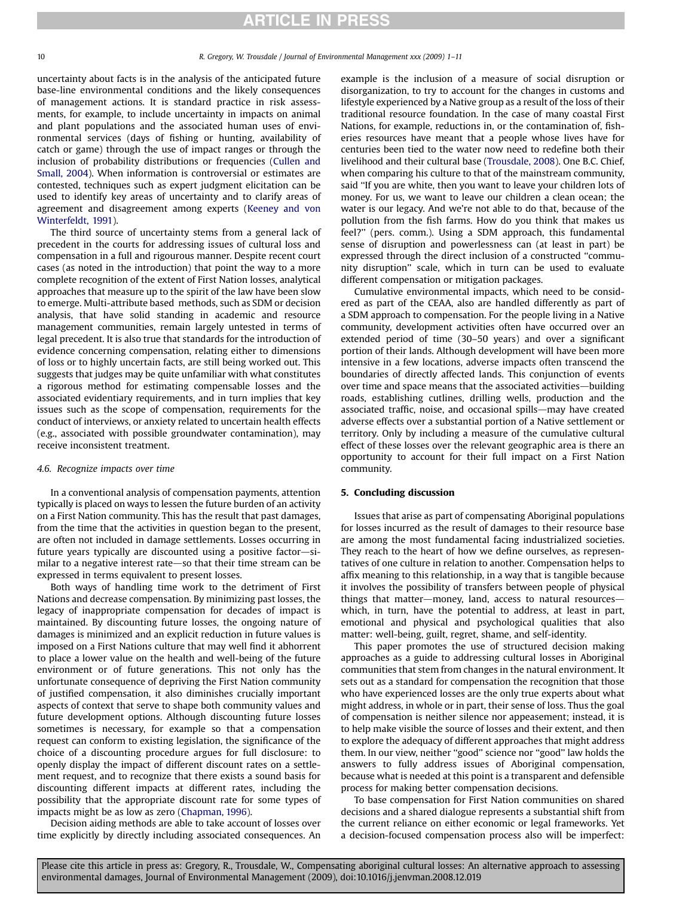uncertainty about facts is in the analysis of the anticipated future base-line environmental conditions and the likely consequences of management actions. It is standard practice in risk assessments, for example, to include uncertainty in impacts on animal and plant populations and the associated human uses of environmental services (days of fishing or hunting, availability of catch or game) through the use of impact ranges or through the inclusion of probability distributions or frequencies (Cullen and Small, 2004). When information is controversial or estimates are contested, techniques such as expert judgment elicitation can be used to identify key areas of uncertainty and to clarify areas of agreement and disagreement among experts (Keeney and von Winterfeldt, 1991).

The third source of uncertainty stems from a general lack of precedent in the courts for addressing issues of cultural loss and compensation in a full and rigorous manner. Despite recent court cases (as noted in the introduction) that point the way to a more complete recognition of the extent of First Nation losses, analytical approaches that measure up to the spirit of the law have been slow to emerge. Multi-attribute based methods, such as SDM or decision analysis, that have solid standing in academic and resource management communities, remain largely untested in terms of legal precedent. It is also true that standards for the introduction of evidence concerning compensation, relating either to dimensions of loss or to highly uncertain facts, are still being worked out. This suggests that judges may be quite unfamiliar with what constitutes a rigorous method for estimating compensable losses and the associated evidentiary requirements, and in turn implies that key issues such as the scope of compensation, requirements for the conduct of interviews, or anxiety related to uncertain health effects (e.g., associated with possible groundwater contamination), may receive inconsistent treatment.

### 4.6. Recognize impacts over time

In a conventional analysis of compensation payments, attention typically is placed on ways to lessen the future burden of an activity on a First Nation community. This has the result that past damages, from the time that the activities in question began to the present, are often not included in damage settlements. Losses occurring in future years typically are discounted using a positive factor—similar to a negative interest rate—so that their time stream can be expressed in terms equivalent to present losses.

Both ways of handling time work to the detriment of First Nations and decrease compensation. By minimizing past losses, the legacy of inappropriate compensation for decades of impact is maintained. By discounting future losses, the ongoing nature of damages is minimized and an explicit reduction in future values is imposed on a First Nations culture that may well find it abhorrent to place a lower value on the health and well-being of the future environment or of future generations. This not only has the unfortunate consequence of depriving the First Nation community of justified compensation, it also diminishes crucially important aspects of context that serve to shape both community values and future development options. Although discounting future losses sometimes is necessary, for example so that a compensation request can conform to existing legislation, the significance of the choice of a discounting procedure argues for full disclosure: to openly display the impact of different discount rates on a settlement request, and to recognize that there exists a sound basis for discounting different impacts at different rates, including the possibility that the appropriate discount rate for some types of impacts might be as low as zero (Chapman, 1996).

Decision aiding methods are able to take account of losses over time explicitly by directly including associated consequences. An example is the inclusion of a measure of social disruption or disorganization, to try to account for the changes in customs and lifestyle experienced by a Native group as a result of the loss of their traditional resource foundation. In the case of many coastal First Nations, for example, reductions in, or the contamination of, fisheries resources have meant that a people whose lives have for centuries been tied to the water now need to redefine both their livelihood and their cultural base (Trousdale, 2008). One B.C. Chief, when comparing his culture to that of the mainstream community, said "If you are white, then you want to leave your children lots of money. For us, we want to leave our children a clean ocean; the water is our legacy. And we're not able to do that, because of the pollution from the fish farms. How do you think that makes us feel?" (pers. comm.). Using a SDM approach, this fundamental sense of disruption and powerlessness can (at least in part) be expressed through the direct inclusion of a constructed "community disruption" scale, which in turn can be used to evaluate different compensation or mitigation packages.

Cumulative environmental impacts, which need to be considered as part of the CEAA, also are handled differently as part of a SDM approach to compensation. For the people living in a Native community, development activities often have occurred over an extended period of time (30–50 years) and over a significant portion of their lands. Although development will have been more intensive in a few locations, adverse impacts often transcend the boundaries of directly affected lands. This conjunction of events over time and space means that the associated activities—building roads, establishing cutlines, drilling wells, production and the associated traffic, noise, and occasional spills—may have created adverse effects over a substantial portion of a Native settlement or territory. Only by including a measure of the cumulative cultural effect of these losses over the relevant geographic area is there an opportunity to account for their full impact on a First Nation community.

## 5. Concluding discussion

Issues that arise as part of compensating Aboriginal populations for losses incurred as the result of damages to their resource base are among the most fundamental facing industrialized societies. They reach to the heart of how we define ourselves, as representatives of one culture in relation to another. Compensation helps to affix meaning to this relationship, in a way that is tangible because it involves the possibility of transfers between people of physical things that matter—money, land, access to natural resources—which, in turn, have the potential to address, at least in part, emotional and physical and psychological qualities that also matter: well-being, guilt, regret, shame, and self-identity.

This paper promotes the use of structured decision making approaches as a guide to addressing cultural losses in Aboriginal communities that stem from changes in the natural environment. It sets out as a standard for compensation the recognition that those who have experienced losses are the only true experts about what might address, in whole or in part, their sense of loss. Thus the goal of compensation is neither silence nor appeasement; instead, it is to help make visible the source of losses and their extent, and then to explore the adequacy of different approaches that might address them. In our view, neither "good" science nor "good" law holds the answers to fully address issues of Aboriginal compensation, because what is needed at this point is a transparent and defensible process for making better compensation decisions.

To base compensation for First Nation communities on shared decisions and a shared dialogue represents a substantial shift from the current reliance on either economic or legal frameworks. Yet a decision-focused compensation process also will be imperfect: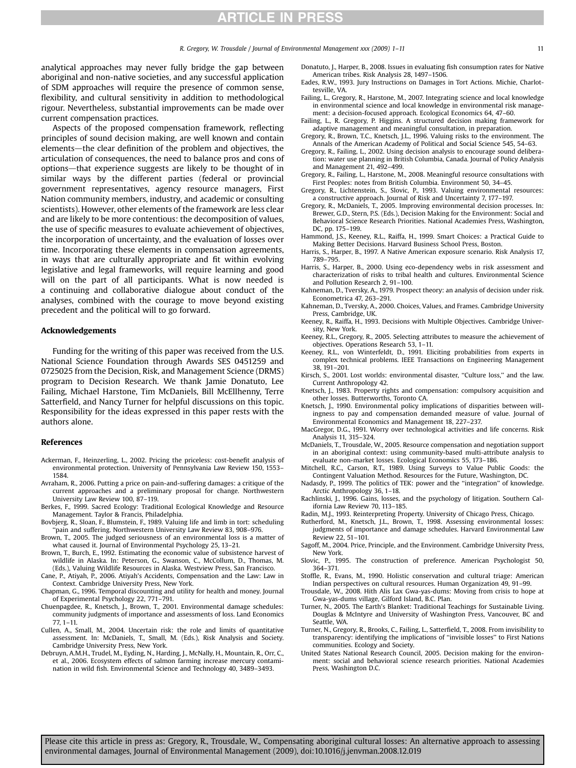analytical approaches may never fully bridge the gap between aboriginal and non-native societies, and any successful application of SDM approaches will require the presence of common sense, flexibility, and cultural sensitivity in addition to methodological rigour. Nevertheless, substantial improvements can be made over current compensation practices.

Aspects of the proposed compensation framework, reflecting principles of sound decision making, are well known and contain elements—the clear definition of the problem and objectives, the articulation of consequences, the need to balance pros and cons of options—that experience suggests are likely to be thought of in similar ways by the different parties (federal or provincial government representatives, agency resource managers, First Nation community members, industry, and academic or consulting scientists). However, other elements of the framework are less clear and are likely to be more contentious: the decomposition of values, the use of specific measures to evaluate achievement of objectives, the incorporation of uncertainty, and the evaluation of losses over time. Incorporating these elements in compensation agreements, in ways that are culturally appropriate and fit within evolving legislative and legal frameworks, will require learning and good will on the part of all participants. What is now needed is a continuing and collaborative dialogue about conduct of the analyses, combined with the courage to move beyond existing precedent and the political will to go forward.

## Acknowledgements

Funding for the writing of this paper was received from the U.S. National Science Foundation through Awards SES 0451259 and 0725025 from the Decision, Risk, and Management Science (DRMS) program to Decision Research. We thank Jamie Donatuto, Lee Failing, Michael Harstone, Tim McDaniels, Bill McEllhenny, Terre Satterfield, and Nancy Turner for helpful discussions on this topic. Responsibility for the ideas expressed in this paper rests with the authors alone.

## References

Ackerman, F., Heinzerling, L., 2002. Pricing the priceless: cost-benefit analysis of environmental protection. University of Pennsylvania Law Review 150, 1553–1584.

Avraham, R., 2006. Putting a price on pain-and-suffering damages: a critique of the current approaches and a preliminary proposal for change. Northwestern University Law Review 100, 87–119.

Berkes, F., 1999. Sacred Ecology: Traditional Ecological Knowledge and Resource Management. Taylor & Francis, Philadelphia.

Bovbjerg, R., Sloan, F., Blumstein, F., 1989. Valuing life and limb in tort: scheduling "pain and suffering. Northwestern University Law Review 83, 908–976.

Brown, T., 2005. The judged seriousness of an environmental loss is a matter of what caused it. Journal of Environmental Psychology 25, 13–21.

Brown, T., Burch, E., 1992. Estimating the economic value of subsistence harvest of wildlife in Alaska. In: Peterson, G., Swanson, C., McCollum, D., Thomas, M. (Eds.), Valuing Wildlife Resources in Alaska. Westview Press, San Francisco.

Cane, P., Atiyah, P., 2006. Atiyah's Accidents, Compensation and the Law: Law in Context. Cambridge University Press, New York.

Chapman, G., 1996. Temporal discounting and utility for health and money. Journal of Experimental Psychology 22, 771–791.

Chuenpagdee, R., Knetsch, J., Brown, T., 2001. Environmental damage schedules: community judgments of importance and assessments of loss. Land Economics 77, 1–11.

Cullen, A., Small, M., 2004. Uncertain risk: the role and limits of quantitative assessment. In: McDaniels, T., Small, M. (Eds.), Risk Analysis and Society. Cambridge University Press, New York.

Debruyn, A.M.H., Trudel, M., Eyding, N., Harding, J., McNally, H., Mountain, R., Orr, C., et al., 2006. Ecosystem effects of salmon farming increase mercury contamination in wild fish. Environmental Science and Technology 40, 3489–3493.

Donatuto, J., Harper, B., 2008. Issues in evaluating fish consumption rates for Native American tribes. Risk Analysis 28, 1497–1506.

Eades, R.W., 1993. Jury Instructions on Damages in Tort Actions. Michie, Charlottesville, VA.

Failing, L., Gregory, R., Harstone, M., 2007. Integrating science and local knowledge in environmental science and local knowledge in environmental risk management: a decision-focused approach. Ecological Economics 64, 47–60.

Failing, L., R. Gregory, P. Higgins. A structured decision making framework for adaptive management and meaningful consultation, in preparation.

Gregory, R., Brown, T.C., Knetsch, J.L., 1996. Valuing risks to the environment. The Annals of the American Academy of Political and Social Science 545, 54–63.

Gregory, R., Failing, L., 2002. Using decision analysis to encourage sound deliberation: water use planning in British Columbia, Canada. Journal of Policy Analysis and Management 21, 492–499.

Gregory, R., Failing, L., Harstone, M., 2008. Meaningful resource consultations with First Peoples: notes from British Columbia. Environment 50, 34–45.

Gregory, R., Lichtenstein, S., Slovic, P., 1993. Valuing environmental resources: a constructive approach. Journal of Risk and Uncertainty 7, 177–197.

Gregory, R., McDaniels, T., 2005. Improving environmental decision processes. In: Brewer, G.D., Stern, P.S. (Eds.), Decision Making for the Environment: Social and Behavioral Science Research Priorities. National Academies Press, Washington, DC, pp. 175–199.

Hammond, J.S., Keeney, R.L., Raiffa, H., 1999. Smart Choices: a Practical Guide to Making Better Decisions. Harvard Business School Press, Boston.

Harris, S., Harper, B., 1997. A Native American exposure scenario. Risk Analysis 17, 789–795.

Harris, S., Harper, B., 2000. Using eco-dependency webs in risk assessment and characterization of risks to tribal health and cultures. Environmental Science and Pollution Research 2, 91–100.

Kahneman, D., Tversky, A., 1979. Prospect theory: an analysis of decision under risk. Econometrica 47, 263–291.

Kahneman, D., Tversky, A., 2000. Choices, Values, and Frames. Cambridge University Press, Cambridge, UK.

Keeney, R., Raiffa, H., 1993. Decisions with Multiple Objectives. Cambridge University, New York.

Keeney, R.L., Gregory, R., 2005. Selecting attributes to measure the achievement of objectives. Operations Research 53, 1–11.

Keeney, R.L., von Winterfeldt, D., 1991. Eliciting probabilities from experts in complex technical problems. IEEE Transactions on Engineering Management 38, 191–201.

Kirsch, S., 2001. Lost worlds: environmental disaster, "Culture loss," and the law. Current Anthropology 42.

Knetsch, J., 1983. Property rights and compensation: compulsory acquisition and other losses. Butterworths, Toronto CA.

Knetsch, J., 1990. Environmental policy implications of disparities between willingness to pay and compensation demanded measure of value. Journal of Environmental Economics and Management 18, 227–237.

MacGregor, D.G., 1991. Worry over technological activities and life concerns. Risk Analysis 11, 315–324.

McDaniels, T., Trousdale, W., 2005. Resource compensation and negotiation support in an aboriginal context: using community-based multi-attribute analysis to evaluate non-market losses. Ecological Economics 55, 173–186.

Mitchell, R.C., Carson, R.T., 1989. Using Surveys to Value Public Goods: the Contingent Valuation Method. Resources for the Future, Washington, DC.

Nadasdy, P., 1999. The politics of TEK: power and the "integration" of knowledge. Arctic Anthropology 36, 1–18.

Rachlinski, J., 1996. Gains, losses, and the psychology of litigation. Southern California Law Review 70, 113–185.

Radin, M.J., 1993. Reinterpreting Property. University of Chicago Press, Chicago.

Rutherford, M., Knetsch, J.L., Brown, T., 1998. Assessing environmental losses: judgments of importance and damage schedules. Harvard Environmental Law Review 22, 51–101.

Sagoff, M., 2004. Price, Principle, and the Environment. Cambridge University Press, New York.

Slovic, P., 1995. The construction of preference. American Psychologist 50, 364–371.

Stoffle, R., Evans, M., 1990. Holistic conservation and cultural triage: American Indian perspectives on cultural resources. Human Organization 49, 91–99.

Trousdale, W., 2008. Hith Alis Lax Gwa-yas-dums: Moving from crisis to hope at Gwa-yas-dums village, Gilford Island, B.C. Plan.

Turner, N., 2005. The Earth's Blanket: Traditional Teachings for Sustainable Living. Douglas & McIntyre and University of Washington Press, Vancouver, BC and Seattle, WA.

Turner, N., Gregory, R., Brooks, C., Failing, L., Satterfield, T., 2008. From invisibility to transparency: identifying the implications of "invisible losses" to First Nations communities. Ecology and Society.

United States National Research Council, 2005. Decision making for the environment: social and behavioral science research priorities. National Academies Press, Washington D.C.